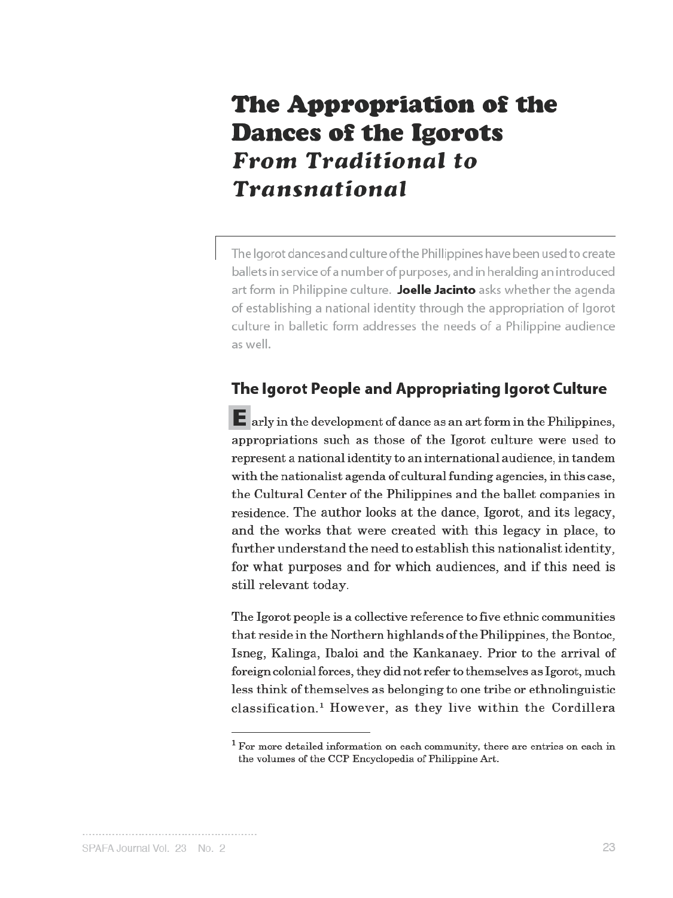# The Appropriation of the Dances of the Igorots
## *From Traditional to Transnational*

The Igorot dances and culture of the Phillippines have been used to create ballets in service of a number of purposes, and in heralding an introduced art form in Philippine culture. **Joelle Jacinto** asks whether the agenda of establishing a national identity through the appropriation of Igorot culture in balletic form addresses the needs of a Philippine audience as well.

## The Igorot People and Appropriating Igorot Culture

Early in the development of dance as an art form in the Philippines, appropriations such as those of the Igorot culture were used to represent a national identity to an international audience, in tandem with the nationalist agenda of cultural funding agencies, in this case, the Cultural Center of the Philippines and the ballet companies in residence. The author looks at the dance, Igorot, and its legacy, and the works that were created with this legacy in place, to further understand the need to establish this nationalist identity, for what purposes and for which audiences, and if this need is still relevant today.

The Igorot people is a collective reference to five ethnic communities that reside in the Northern highlands of the Philippines, the Bontoc, Isneg, Kalinga, Ibaloi and the Kankanaey. Prior to the arrival of foreign colonial forces, they did not refer to themselves as Igorot, much less think of themselves as belonging to one tribe or ethnolinguistic classification.[1] However, as they live within the Cordillera

[1] For more detailed information on each community, there are entries on each in the volumes of the CCP Encyclopedia of Philippine Art.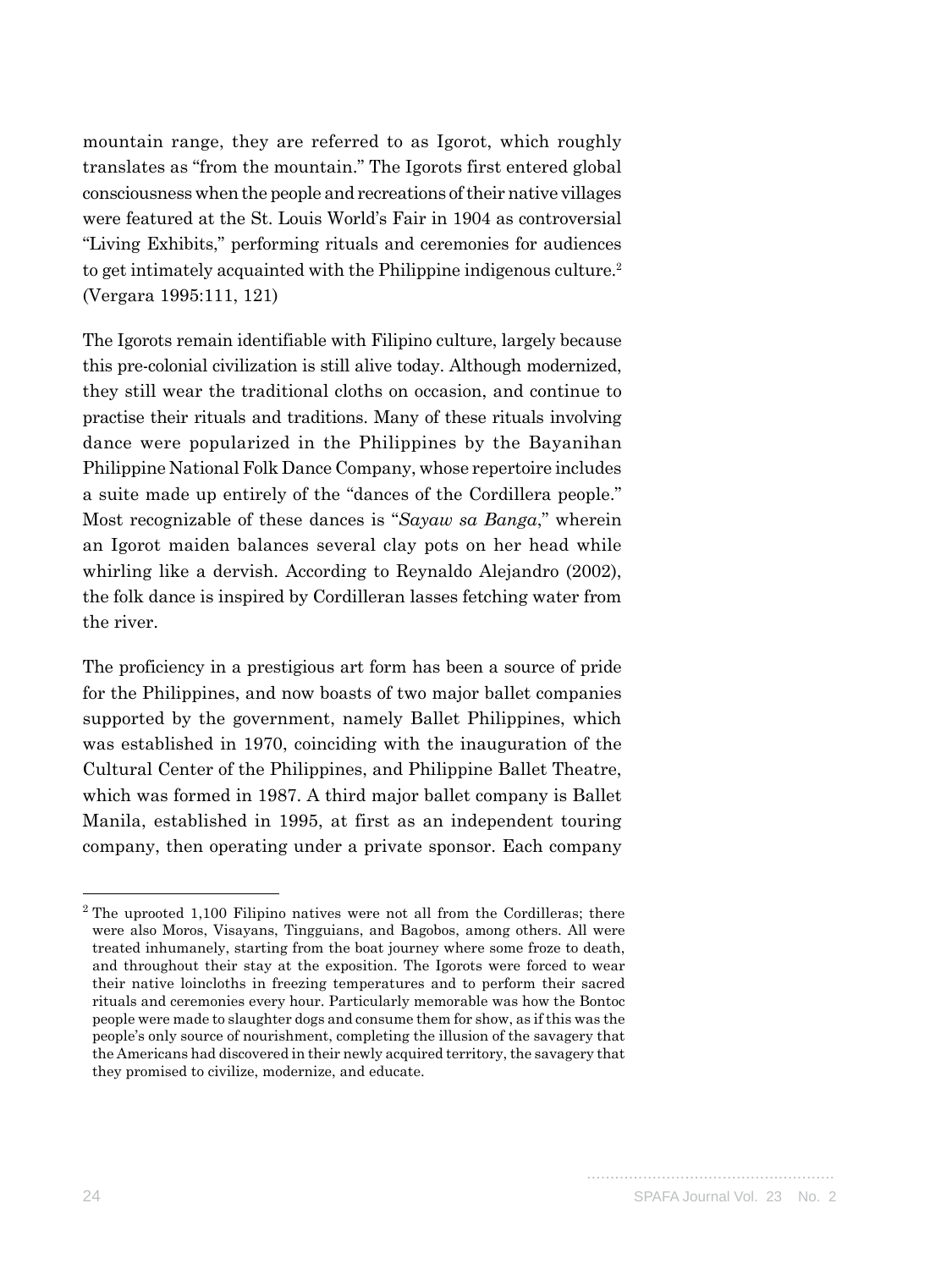mountain range, they are referred to as Igorot, which roughly translates as "from the mountain." The Igorots first entered global consciousness when the people and recreations of their native villages were featured at the St. Louis World's Fair in 1904 as controversial "Living Exhibits," performing rituals and ceremonies for audiences to get intimately acquainted with the Philippine indigenous culture.[2] (Vergara 1995:111, 121)

The Igorots remain identifiable with Filipino culture, largely because this pre-colonial civilization is still alive today. Although modernized, they still wear the traditional cloths on occasion, and continue to practise their rituals and traditions. Many of these rituals involving dance were popularized in the Philippines by the Bayanihan Philippine National Folk Dance Company, whose repertoire includes a suite made up entirely of the "dances of the Cordillera people." Most recognizable of these dances is "*Sayaw sa Banga*," wherein an Igorot maiden balances several clay pots on her head while whirling like a dervish. According to Reynaldo Alejandro (2002), the folk dance is inspired by Cordilleran lasses fetching water from the river.

The proficiency in a prestigious art form has been a source of pride for the Philippines, and now boasts of two major ballet companies supported by the government, namely Ballet Philippines, which was established in 1970, coinciding with the inauguration of the Cultural Center of the Philippines, and Philippine Ballet Theatre, which was formed in 1987. A third major ballet company is Ballet Manila, established in 1995, at first as an independent touring company, then operating under a private sponsor. Each company

---

[2] The uprooted 1,100 Filipino natives were not all from the Cordilleras; there were also Moros, Visayans, Tingguians, and Bagobos, among others. All were treated inhumanely, starting from the boat journey where some froze to death, and throughout their stay at the exposition. The Igorots were forced to wear their native loincloths in freezing temperatures and to perform their sacred rituals and ceremonies every hour. Particularly memorable was how the Bontoc people were made to slaughter dogs and consume them for show, as if this was the people's only source of nourishment, completing the illusion of the savagery that the Americans had discovered in their newly acquired territory, the savagery that they promised to civilize, modernize, and educate.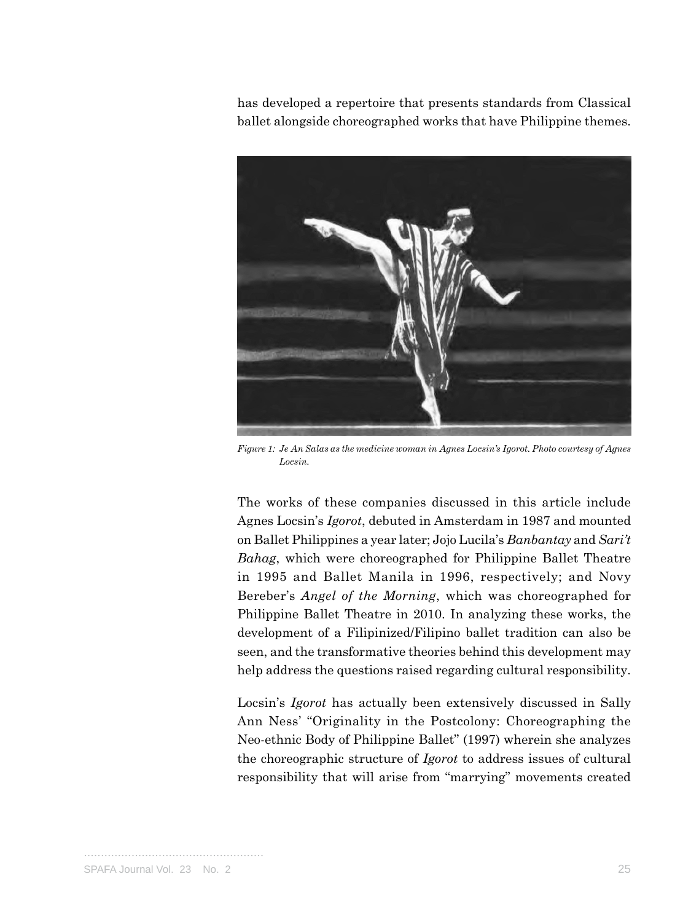has developed a repertoire that presents standards from Classical ballet alongside choreographed works that have Philippine themes.

*Figure 1: Je An Salas as the medicine woman in Agnes Locsin's Igorot. Photo courtesy of Agnes Locsin.*

The works of these companies discussed in this article include Agnes Locsin's *Igorot*, debuted in Amsterdam in 1987 and mounted on Ballet Philippines a year later; Jojo Lucila's *Banbantay* and *Sari't Bahag*, which were choreographed for Philippine Ballet Theatre in 1995 and Ballet Manila in 1996, respectively; and Novy Bereber's *Angel of the Morning*, which was choreographed for Philippine Ballet Theatre in 2010. In analyzing these works, the development of a Filipinized/Filipino ballet tradition can also be seen, and the transformative theories behind this development may help address the questions raised regarding cultural responsibility.

Locsin's *Igorot* has actually been extensively discussed in Sally Ann Ness' "Originality in the Postcolony: Choreographing the Neo-ethnic Body of Philippine Ballet" (1997) wherein she analyzes the choreographic structure of *Igorot* to address issues of cultural responsibility that will arise from "marrying" movements created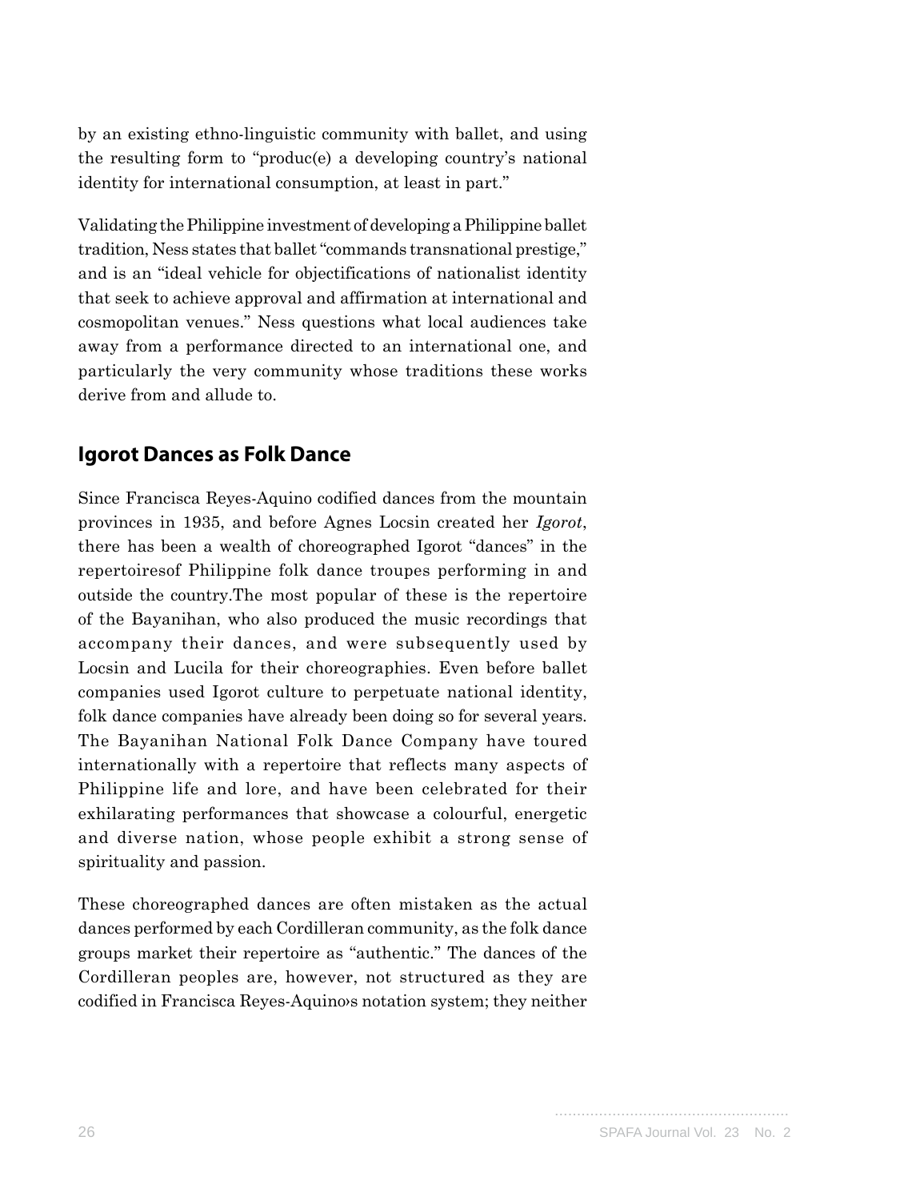by an existing ethno-linguistic community with ballet, and using the resulting form to "produc(e) a developing country's national identity for international consumption, at least in part."

Validating the Philippine investment of developing a Philippine ballet tradition, Ness states that ballet "commands transnational prestige," and is an "ideal vehicle for objectifications of nationalist identity that seek to achieve approval and affirmation at international and cosmopolitan venues." Ness questions what local audiences take away from a performance directed to an international one, and particularly the very community whose traditions these works derive from and allude to.

## Igorot Dances as Folk Dance

Since Francisca Reyes-Aquino codified dances from the mountain provinces in 1935, and before Agnes Locsin created her *Igorot*, there has been a wealth of choreographed Igorot "dances" in the repertoiresof Philippine folk dance troupes performing in and outside the country.The most popular of these is the repertoire of the Bayanihan, who also produced the music recordings that accompany their dances, and were subsequently used by Locsin and Lucila for their choreographies. Even before ballet companies used Igorot culture to perpetuate national identity, folk dance companies have already been doing so for several years. The Bayanihan National Folk Dance Company have toured internationally with a repertoire that reflects many aspects of Philippine life and lore, and have been celebrated for their exhilarating performances that showcase a colourful, energetic and diverse nation, whose people exhibit a strong sense of spirituality and passion.

These choreographed dances are often mistaken as the actual dances performed by each Cordilleran community, as the folk dance groups market their repertoire as "authentic." The dances of the Cordilleran peoples are, however, not structured as they are codified in Francisca Reyes-Aquino›s notation system; they neither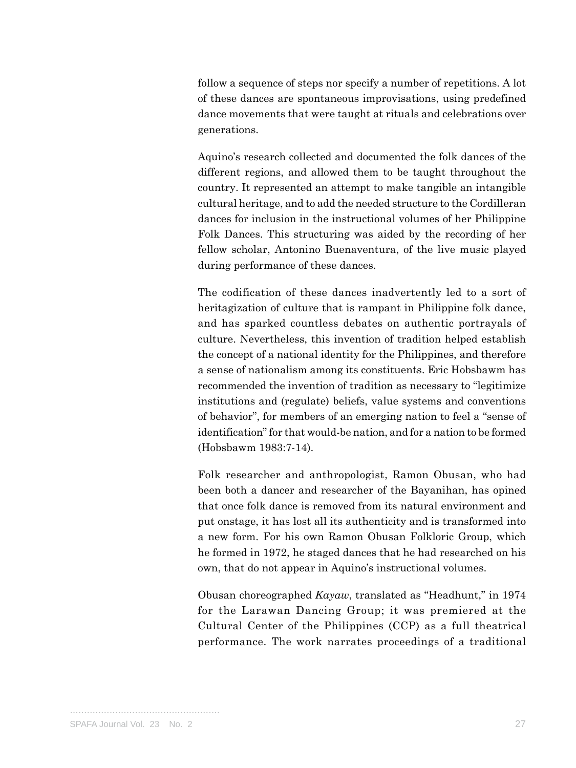follow a sequence of steps nor specify a number of repetitions. A lot of these dances are spontaneous improvisations, using predefined dance movements that were taught at rituals and celebrations over generations.

Aquino's research collected and documented the folk dances of the different regions, and allowed them to be taught throughout the country. It represented an attempt to make tangible an intangible cultural heritage, and to add the needed structure to the Cordilleran dances for inclusion in the instructional volumes of her Philippine Folk Dances. This structuring was aided by the recording of her fellow scholar, Antonino Buenaventura, of the live music played during performance of these dances.

The codification of these dances inadvertently led to a sort of heritagization of culture that is rampant in Philippine folk dance, and has sparked countless debates on authentic portrayals of culture. Nevertheless, this invention of tradition helped establish the concept of a national identity for the Philippines, and therefore a sense of nationalism among its constituents. Eric Hobsbawm has recommended the invention of tradition as necessary to "legitimize institutions and (regulate) beliefs, value systems and conventions of behavior", for members of an emerging nation to feel a "sense of identification" for that would-be nation, and for a nation to be formed (Hobsbawm 1983:7-14).

Folk researcher and anthropologist, Ramon Obusan, who had been both a dancer and researcher of the Bayanihan, has opined that once folk dance is removed from its natural environment and put onstage, it has lost all its authenticity and is transformed into a new form. For his own Ramon Obusan Folkloric Group, which he formed in 1972, he staged dances that he had researched on his own, that do not appear in Aquino's instructional volumes.

Obusan choreographed *Kayaw*, translated as "Headhunt," in 1974 for the Larawan Dancing Group; it was premiered at the Cultural Center of the Philippines (CCP) as a full theatrical performance. The work narrates proceedings of a traditional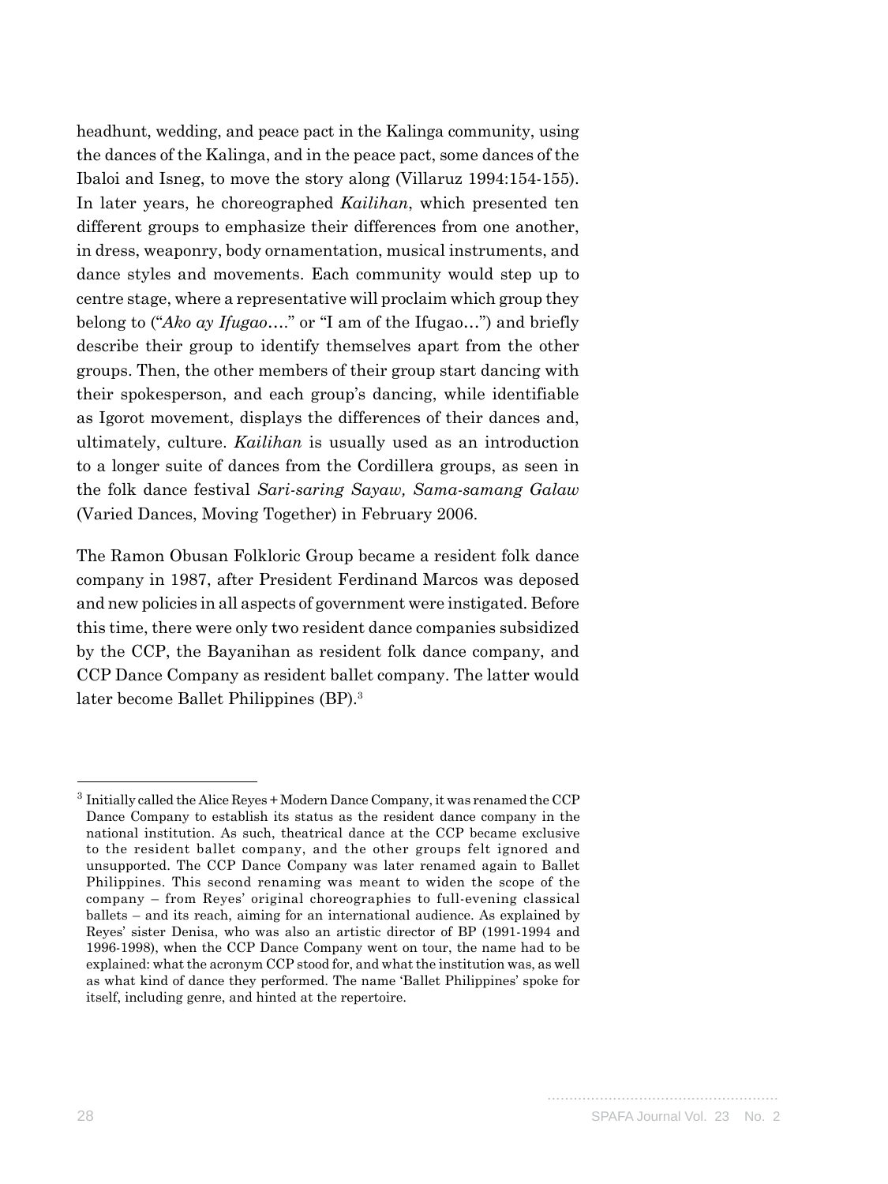headhunt, wedding, and peace pact in the Kalinga community, using the dances of the Kalinga, and in the peace pact, some dances of the Ibaloi and Isneg, to move the story along (Villaruz 1994:154-155). In later years, he choreographed *Kailihan*, which presented ten different groups to emphasize their differences from one another, in dress, weaponry, body ornamentation, musical instruments, and dance styles and movements. Each community would step up to centre stage, where a representative will proclaim which group they belong to ("*Ako ay Ifugao*…." or "I am of the Ifugao…") and briefly describe their group to identify themselves apart from the other groups. Then, the other members of their group start dancing with their spokesperson, and each group's dancing, while identifiable as Igorot movement, displays the differences of their dances and, ultimately, culture. *Kailihan* is usually used as an introduction to a longer suite of dances from the Cordillera groups, as seen in the folk dance festival *Sari-saring Sayaw, Sama-samang Galaw* (Varied Dances, Moving Together) in February 2006.

The Ramon Obusan Folkloric Group became a resident folk dance company in 1987, after President Ferdinand Marcos was deposed and new policies in all aspects of government were instigated. Before this time, there were only two resident dance companies subsidized by the CCP, the Bayanihan as resident folk dance company, and CCP Dance Company as resident ballet company. The latter would later become Ballet Philippines (BP).[3]

---

[3] Initially called the Alice Reyes + Modern Dance Company, it was renamed the CCP Dance Company to establish its status as the resident dance company in the national institution. As such, theatrical dance at the CCP became exclusive to the resident ballet company, and the other groups felt ignored and unsupported. The CCP Dance Company was later renamed again to Ballet Philippines. This second renaming was meant to widen the scope of the company – from Reyes' original choreographies to full-evening classical ballets – and its reach, aiming for an international audience. As explained by Reyes' sister Denisa, who was also an artistic director of BP (1991-1994 and 1996-1998), when the CCP Dance Company went on tour, the name had to be explained: what the acronym CCP stood for, and what the institution was, as well as what kind of dance they performed. The name 'Ballet Philippines' spoke for itself, including genre, and hinted at the repertoire.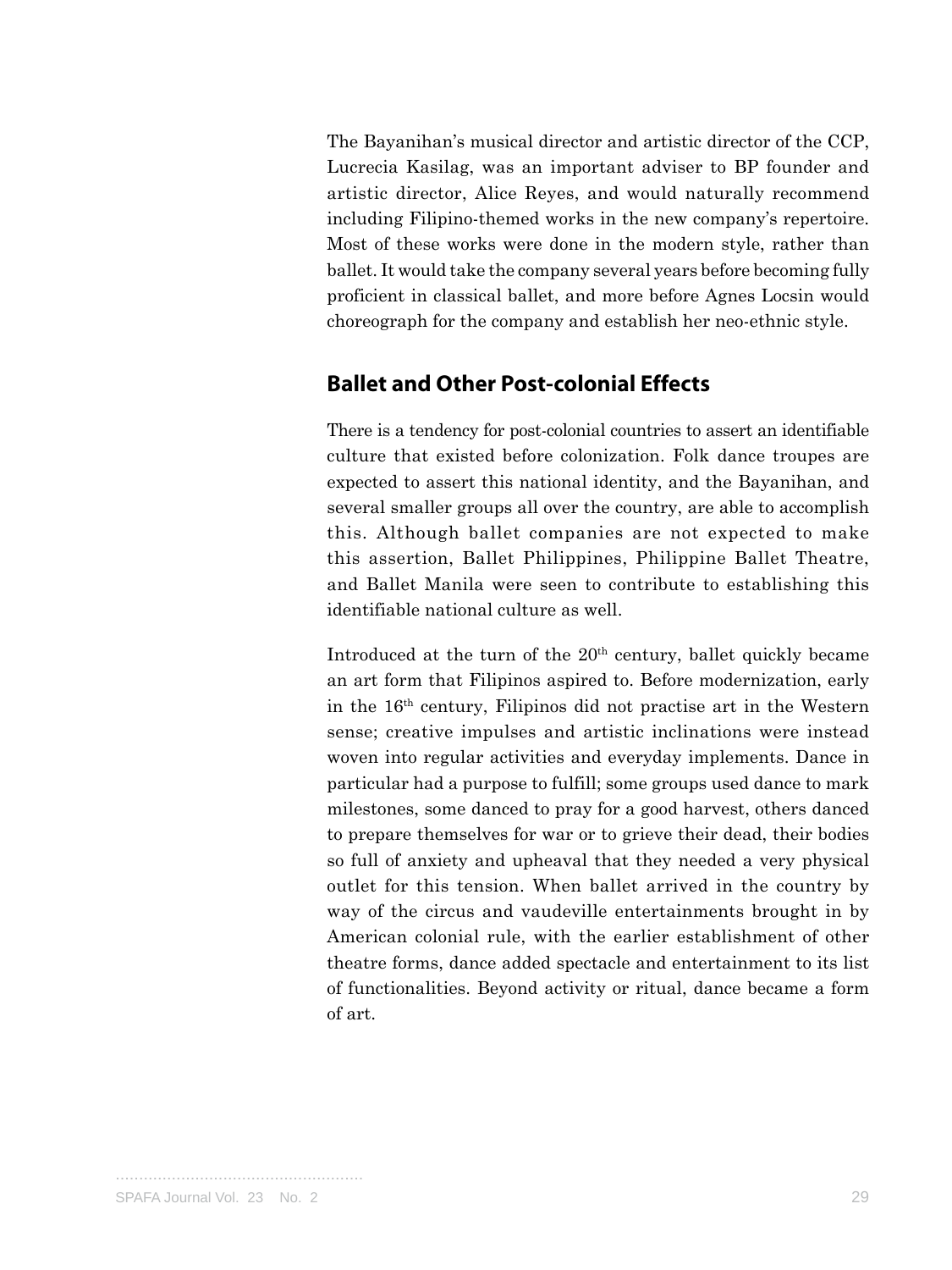The Bayanihan's musical director and artistic director of the CCP, Lucrecia Kasilag, was an important adviser to BP founder and artistic director, Alice Reyes, and would naturally recommend including Filipino-themed works in the new company's repertoire. Most of these works were done in the modern style, rather than ballet. It would take the company several years before becoming fully proficient in classical ballet, and more before Agnes Locsin would choreograph for the company and establish her neo-ethnic style.

## Ballet and Other Post-colonial Effects

There is a tendency for post-colonial countries to assert an identifiable culture that existed before colonization. Folk dance troupes are expected to assert this national identity, and the Bayanihan, and several smaller groups all over the country, are able to accomplish this. Although ballet companies are not expected to make this assertion, Ballet Philippines, Philippine Ballet Theatre, and Ballet Manila were seen to contribute to establishing this identifiable national culture as well.

Introduced at the turn of the 20th century, ballet quickly became an art form that Filipinos aspired to. Before modernization, early in the 16th century, Filipinos did not practise art in the Western sense; creative impulses and artistic inclinations were instead woven into regular activities and everyday implements. Dance in particular had a purpose to fulfill; some groups used dance to mark milestones, some danced to pray for a good harvest, others danced to prepare themselves for war or to grieve their dead, their bodies so full of anxiety and upheaval that they needed a very physical outlet for this tension. When ballet arrived in the country by way of the circus and vaudeville entertainments brought in by American colonial rule, with the earlier establishment of other theatre forms, dance added spectacle and entertainment to its list of functionalities. Beyond activity or ritual, dance became a form of art.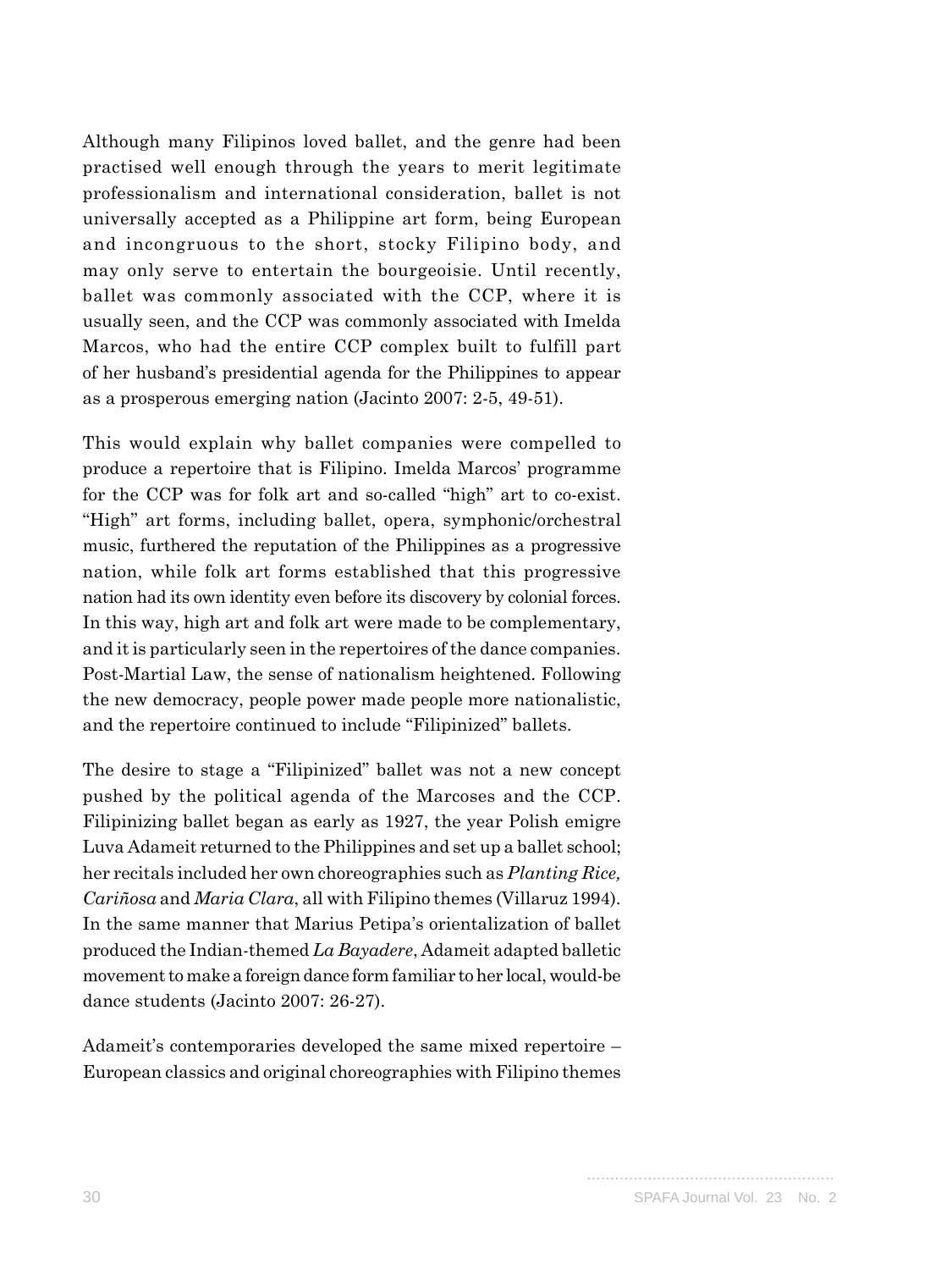Although many Filipinos loved ballet, and the genre had been practised well enough through the years to merit legitimate professionalism and international consideration, ballet is not universally accepted as a Philippine art form, being European and incongruous to the short, stocky Filipino body, and may only serve to entertain the bourgeoisie. Until recently, ballet was commonly associated with the CCP, where it is usually seen, and the CCP was commonly associated with Imelda Marcos, who had the entire CCP complex built to fulfill part of her husband's presidential agenda for the Philippines to appear as a prosperous emerging nation (Jacinto 2007: 2-5, 49-51).

This would explain why ballet companies were compelled to produce a repertoire that is Filipino. Imelda Marcos' programme for the CCP was for folk art and so-called "high" art to co-exist. "High" art forms, including ballet, opera, symphonic/orchestral music, furthered the reputation of the Philippines as a progressive nation, while folk art forms established that this progressive nation had its own identity even before its discovery by colonial forces. In this way, high art and folk art were made to be complementary, and it is particularly seen in the repertoires of the dance companies. Post-Martial Law, the sense of nationalism heightened. Following the new democracy, people power made people more nationalistic, and the repertoire continued to include "Filipinized" ballets.

The desire to stage a "Filipinized" ballet was not a new concept pushed by the political agenda of the Marcoses and the CCP. Filipinizing ballet began as early as 1927, the year Polish emigre Luva Adameit returned to the Philippines and set up a ballet school; her recitals included her own choreographies such as *Planting Rice, Cariñosa* and *Maria Clara*, all with Filipino themes (Villaruz 1994). In the same manner that Marius Petipa's orientalization of ballet produced the Indian-themed *La Bayadere*, Adameit adapted balletic movement to make a foreign dance form familiar to her local, would-be dance students (Jacinto 2007: 26-27).

Adameit's contemporaries developed the same mixed repertoire – European classics and original choreographies with Filipino themes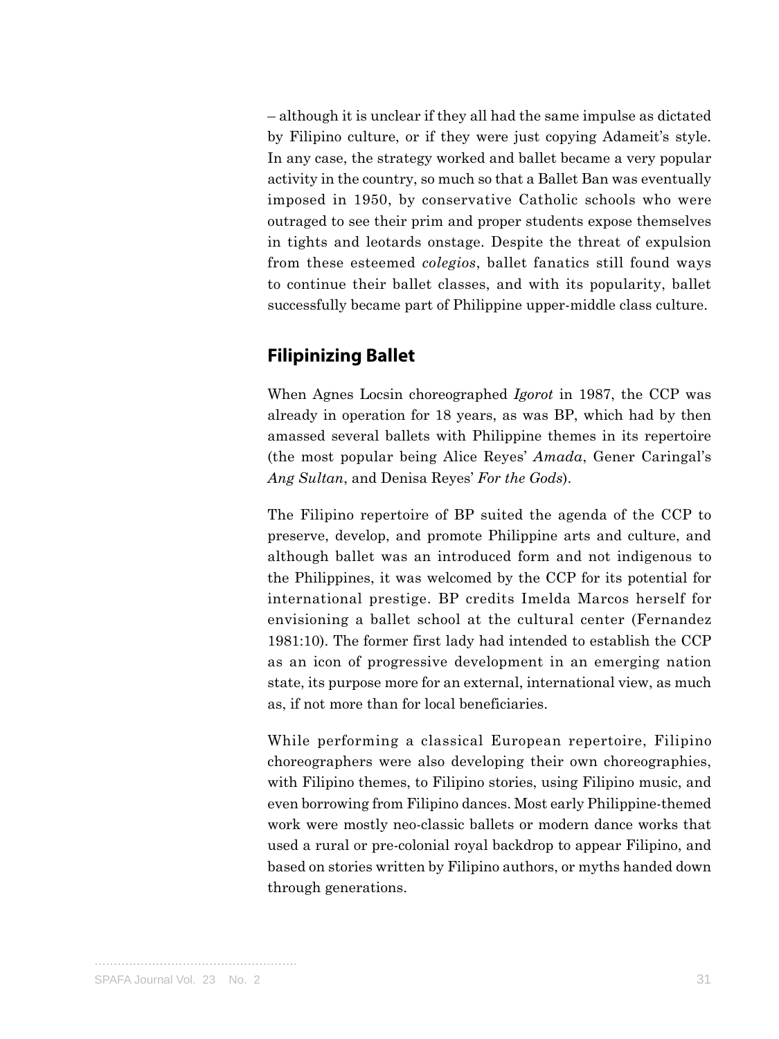– although it is unclear if they all had the same impulse as dictated by Filipino culture, or if they were just copying Adameit's style. In any case, the strategy worked and ballet became a very popular activity in the country, so much so that a Ballet Ban was eventually imposed in 1950, by conservative Catholic schools who were outraged to see their prim and proper students expose themselves in tights and leotards onstage. Despite the threat of expulsion from these esteemed *colegios*, ballet fanatics still found ways to continue their ballet classes, and with its popularity, ballet successfully became part of Philippine upper-middle class culture.

## Filipinizing Ballet

When Agnes Locsin choreographed *Igorot* in 1987, the CCP was already in operation for 18 years, as was BP, which had by then amassed several ballets with Philippine themes in its repertoire (the most popular being Alice Reyes' *Amada*, Gener Caringal's *Ang Sultan*, and Denisa Reyes' *For the Gods*).

The Filipino repertoire of BP suited the agenda of the CCP to preserve, develop, and promote Philippine arts and culture, and although ballet was an introduced form and not indigenous to the Philippines, it was welcomed by the CCP for its potential for international prestige. BP credits Imelda Marcos herself for envisioning a ballet school at the cultural center (Fernandez 1981:10). The former first lady had intended to establish the CCP as an icon of progressive development in an emerging nation state, its purpose more for an external, international view, as much as, if not more than for local beneficiaries.

While performing a classical European repertoire, Filipino choreographers were also developing their own choreographies, with Filipino themes, to Filipino stories, using Filipino music, and even borrowing from Filipino dances. Most early Philippine-themed work were mostly neo-classic ballets or modern dance works that used a rural or pre-colonial royal backdrop to appear Filipino, and based on stories written by Filipino authors, or myths handed down through generations.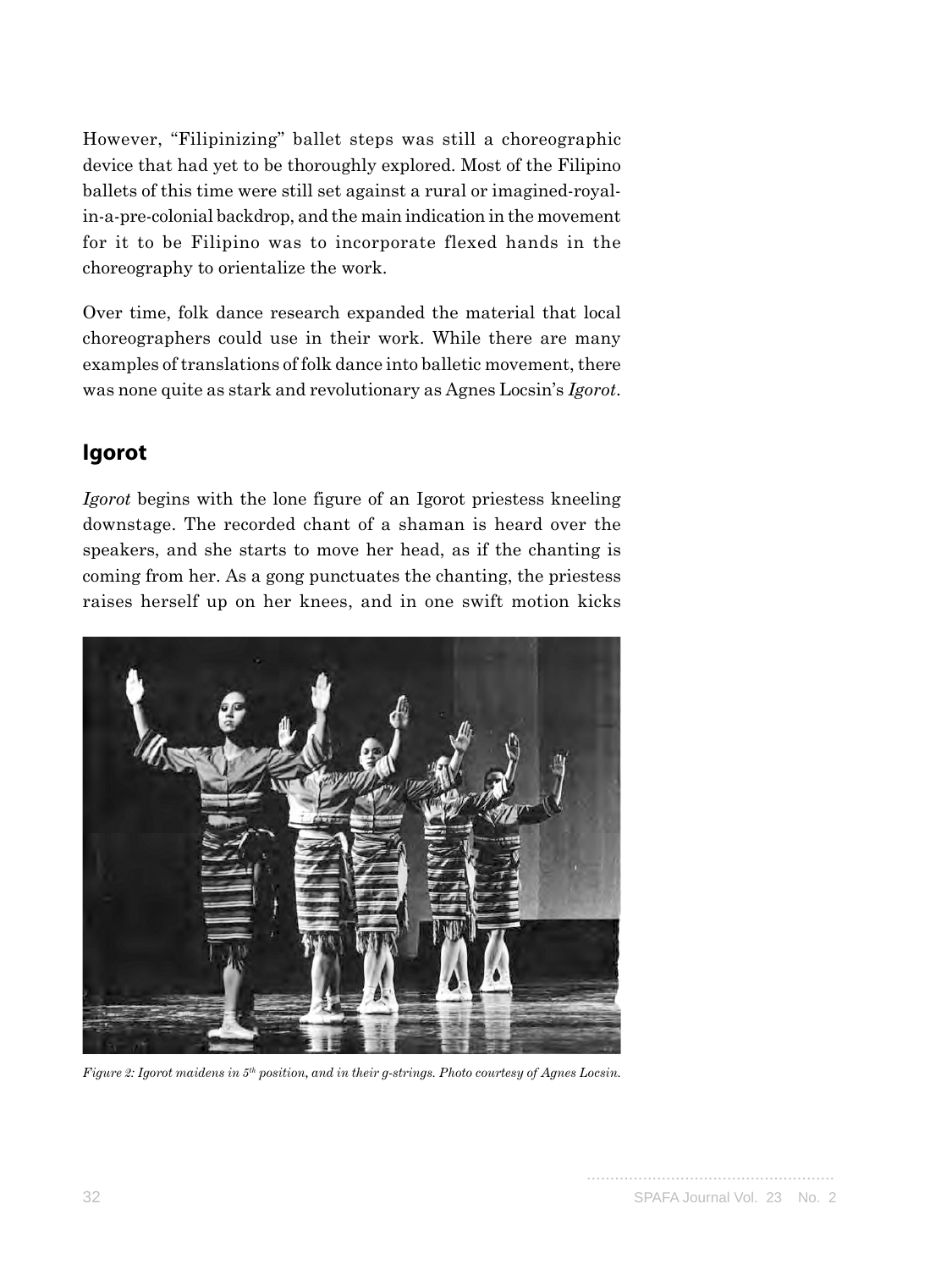However, "Filipinizing" ballet steps was still a choreographic device that had yet to be thoroughly explored. Most of the Filipino ballets of this time were still set against a rural or imagined-royal-in-a-pre-colonial backdrop, and the main indication in the movement for it to be Filipino was to incorporate flexed hands in the choreography to orientalize the work.

Over time, folk dance research expanded the material that local choreographers could use in their work. While there are many examples of translations of folk dance into balletic movement, there was none quite as stark and revolutionary as Agnes Locsin's *Igorot*.

## Igorot

*Igorot* begins with the lone figure of an Igorot priestess kneeling downstage. The recorded chant of a shaman is heard over the speakers, and she starts to move her head, as if the chanting is coming from her. As a gong punctuates the chanting, the priestess raises herself up on her knees, and in one swift motion kicks

*Figure 2: Igorot maidens in 5th position, and in their g-strings. Photo courtesy of Agnes Locsin.*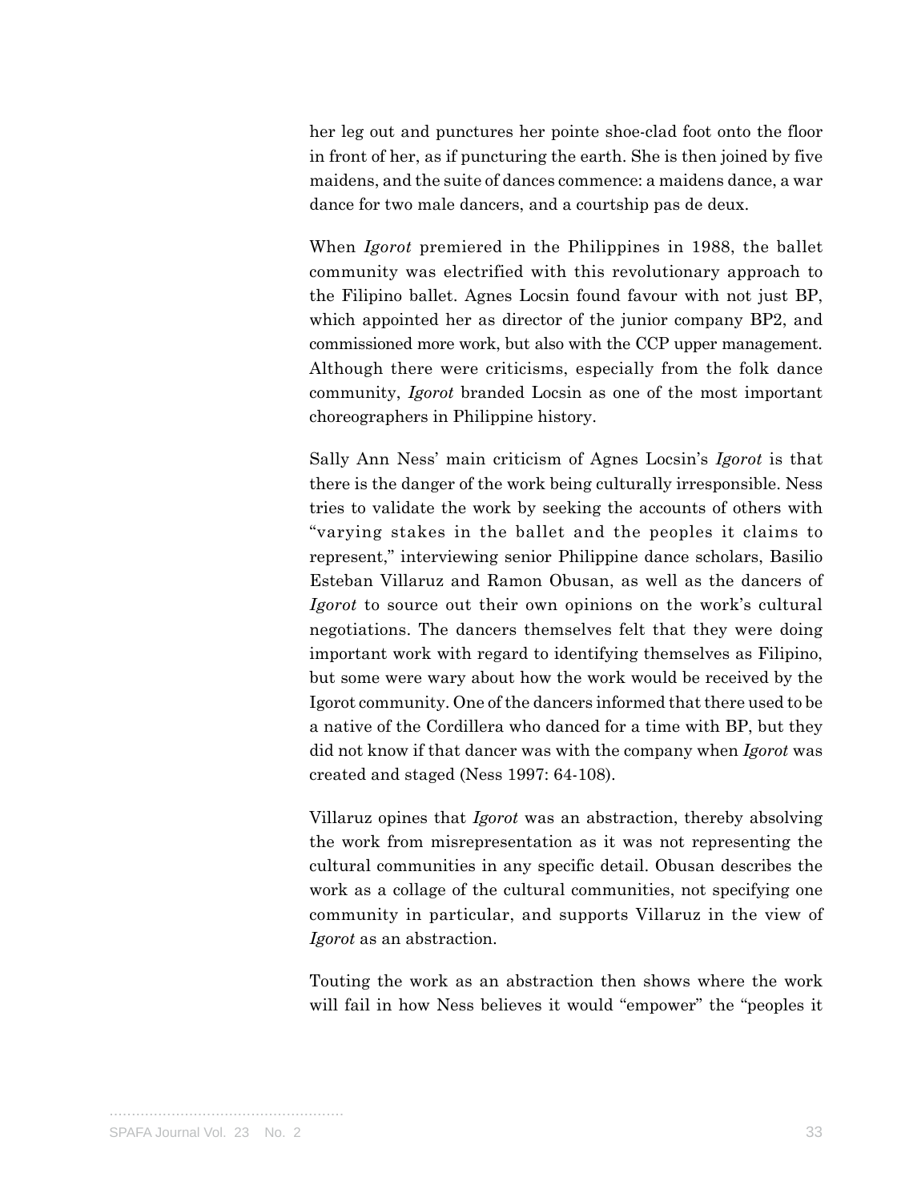her leg out and punctures her pointe shoe-clad foot onto the floor in front of her, as if puncturing the earth. She is then joined by five maidens, and the suite of dances commence: a maidens dance, a war dance for two male dancers, and a courtship pas de deux.

When *Igorot* premiered in the Philippines in 1988, the ballet community was electrified with this revolutionary approach to the Filipino ballet. Agnes Locsin found favour with not just BP, which appointed her as director of the junior company BP2, and commissioned more work, but also with the CCP upper management. Although there were criticisms, especially from the folk dance community, *Igorot* branded Locsin as one of the most important choreographers in Philippine history.

Sally Ann Ness' main criticism of Agnes Locsin's *Igorot* is that there is the danger of the work being culturally irresponsible. Ness tries to validate the work by seeking the accounts of others with "varying stakes in the ballet and the peoples it claims to represent," interviewing senior Philippine dance scholars, Basilio Esteban Villaruz and Ramon Obusan, as well as the dancers of *Igorot* to source out their own opinions on the work's cultural negotiations. The dancers themselves felt that they were doing important work with regard to identifying themselves as Filipino, but some were wary about how the work would be received by the Igorot community. One of the dancers informed that there used to be a native of the Cordillera who danced for a time with BP, but they did not know if that dancer was with the company when *Igorot* was created and staged (Ness 1997: 64-108).

Villaruz opines that *Igorot* was an abstraction, thereby absolving the work from misrepresentation as it was not representing the cultural communities in any specific detail. Obusan describes the work as a collage of the cultural communities, not specifying one community in particular, and supports Villaruz in the view of *Igorot* as an abstraction.

Touting the work as an abstraction then shows where the work will fail in how Ness believes it would "empower" the "peoples it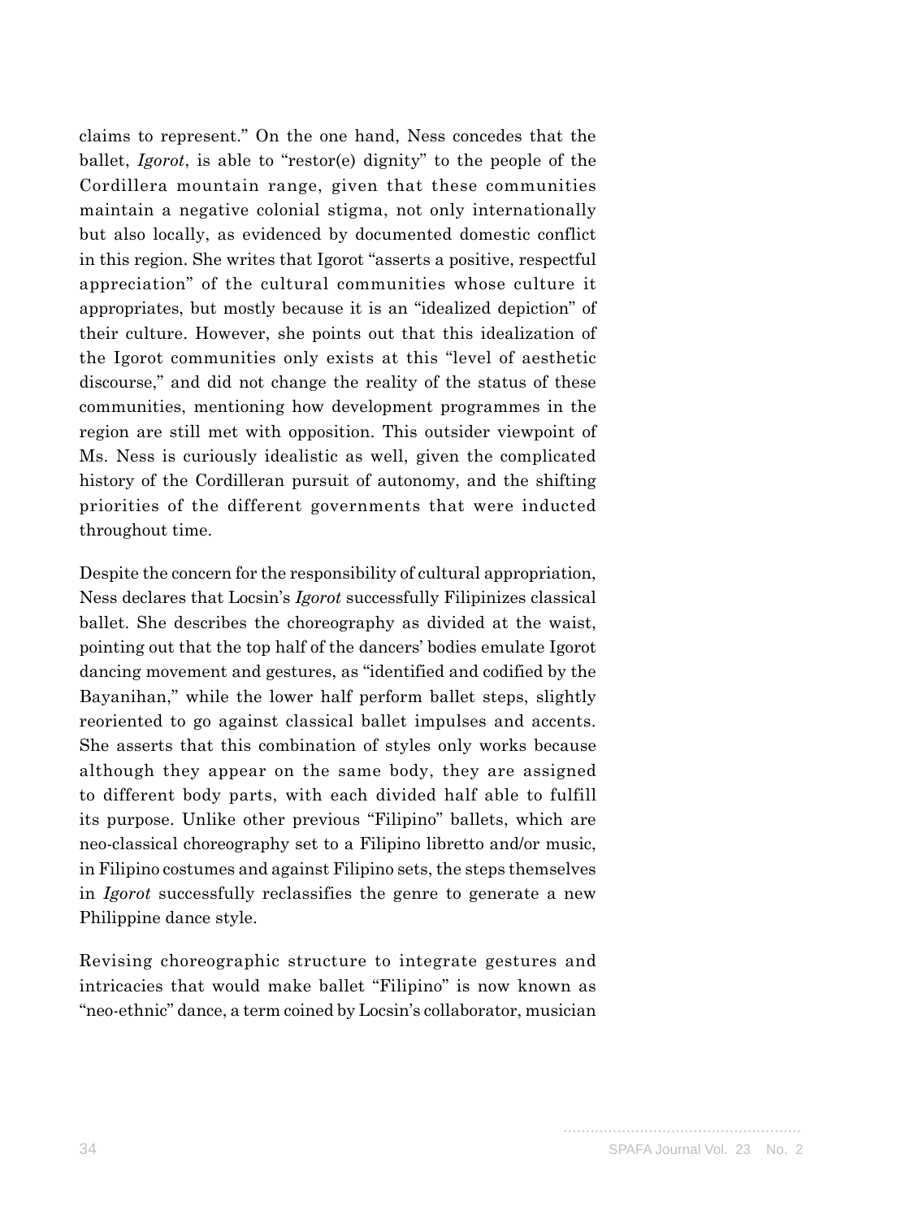claims to represent." On the one hand, Ness concedes that the ballet, *Igorot*, is able to "restor(e) dignity" to the people of the Cordillera mountain range, given that these communities maintain a negative colonial stigma, not only internationally but also locally, as evidenced by documented domestic conflict in this region. She writes that Igorot "asserts a positive, respectful appreciation" of the cultural communities whose culture it appropriates, but mostly because it is an "idealized depiction" of their culture. However, she points out that this idealization of the Igorot communities only exists at this "level of aesthetic discourse," and did not change the reality of the status of these communities, mentioning how development programmes in the region are still met with opposition. This outsider viewpoint of Ms. Ness is curiously idealistic as well, given the complicated history of the Cordilleran pursuit of autonomy, and the shifting priorities of the different governments that were inducted throughout time.

Despite the concern for the responsibility of cultural appropriation, Ness declares that Locsin's *Igorot* successfully Filipinizes classical ballet. She describes the choreography as divided at the waist, pointing out that the top half of the dancers' bodies emulate Igorot dancing movement and gestures, as "identified and codified by the Bayanihan," while the lower half perform ballet steps, slightly reoriented to go against classical ballet impulses and accents. She asserts that this combination of styles only works because although they appear on the same body, they are assigned to different body parts, with each divided half able to fulfill its purpose. Unlike other previous "Filipino" ballets, which are neo-classical choreography set to a Filipino libretto and/or music, in Filipino costumes and against Filipino sets, the steps themselves in *Igorot* successfully reclassifies the genre to generate a new Philippine dance style.

Revising choreographic structure to integrate gestures and intricacies that would make ballet "Filipino" is now known as "neo-ethnic" dance, a term coined by Locsin's collaborator, musician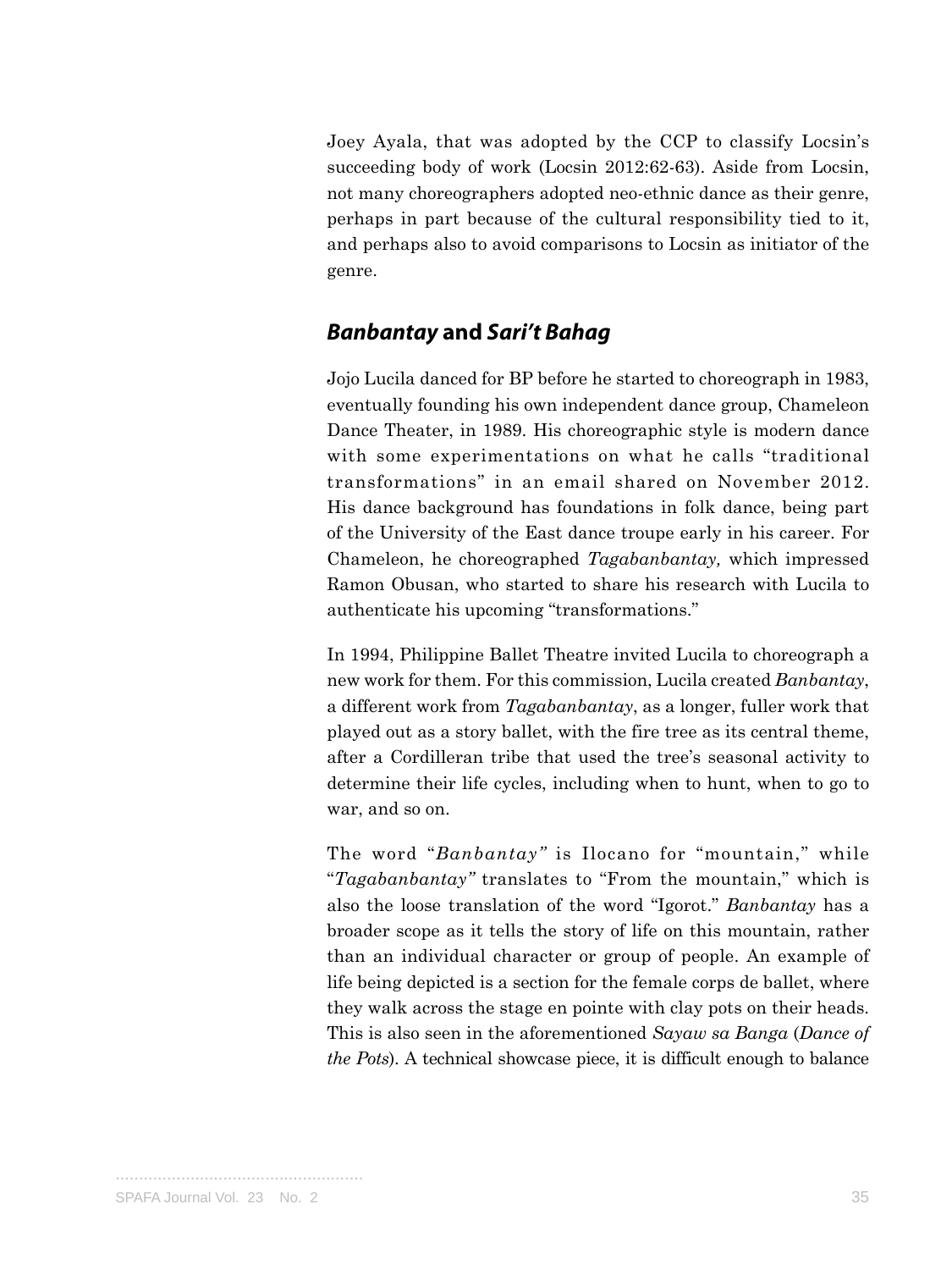Joey Ayala, that was adopted by the CCP to classify Locsin's succeeding body of work (Locsin 2012:62-63). Aside from Locsin, not many choreographers adopted neo-ethnic dance as their genre, perhaps in part because of the cultural responsibility tied to it, and perhaps also to avoid comparisons to Locsin as initiator of the genre.

## *Banbantay* and *Sari't Bahag*

Jojo Lucila danced for BP before he started to choreograph in 1983, eventually founding his own independent dance group, Chameleon Dance Theater, in 1989. His choreographic style is modern dance with some experimentations on what he calls "traditional transformations" in an email shared on November 2012. His dance background has foundations in folk dance, being part of the University of the East dance troupe early in his career. For Chameleon, he choreographed *Tagabanbantay,* which impressed Ramon Obusan, who started to share his research with Lucila to authenticate his upcoming "transformations."

In 1994, Philippine Ballet Theatre invited Lucila to choreograph a new work for them. For this commission, Lucila created *Banbantay*, a different work from *Tagabanbantay*, as a longer, fuller work that played out as a story ballet, with the fire tree as its central theme, after a Cordilleran tribe that used the tree's seasonal activity to determine their life cycles, including when to hunt, when to go to war, and so on.

The word "*Banbantay"* is Ilocano for "mountain," while "*Tagabanbantay"* translates to "From the mountain," which is also the loose translation of the word "Igorot." *Banbantay* has a broader scope as it tells the story of life on this mountain, rather than an individual character or group of people. An example of life being depicted is a section for the female corps de ballet, where they walk across the stage en pointe with clay pots on their heads. This is also seen in the aforementioned *Sayaw sa Banga* (*Dance of the Pots*). A technical showcase piece, it is difficult enough to balance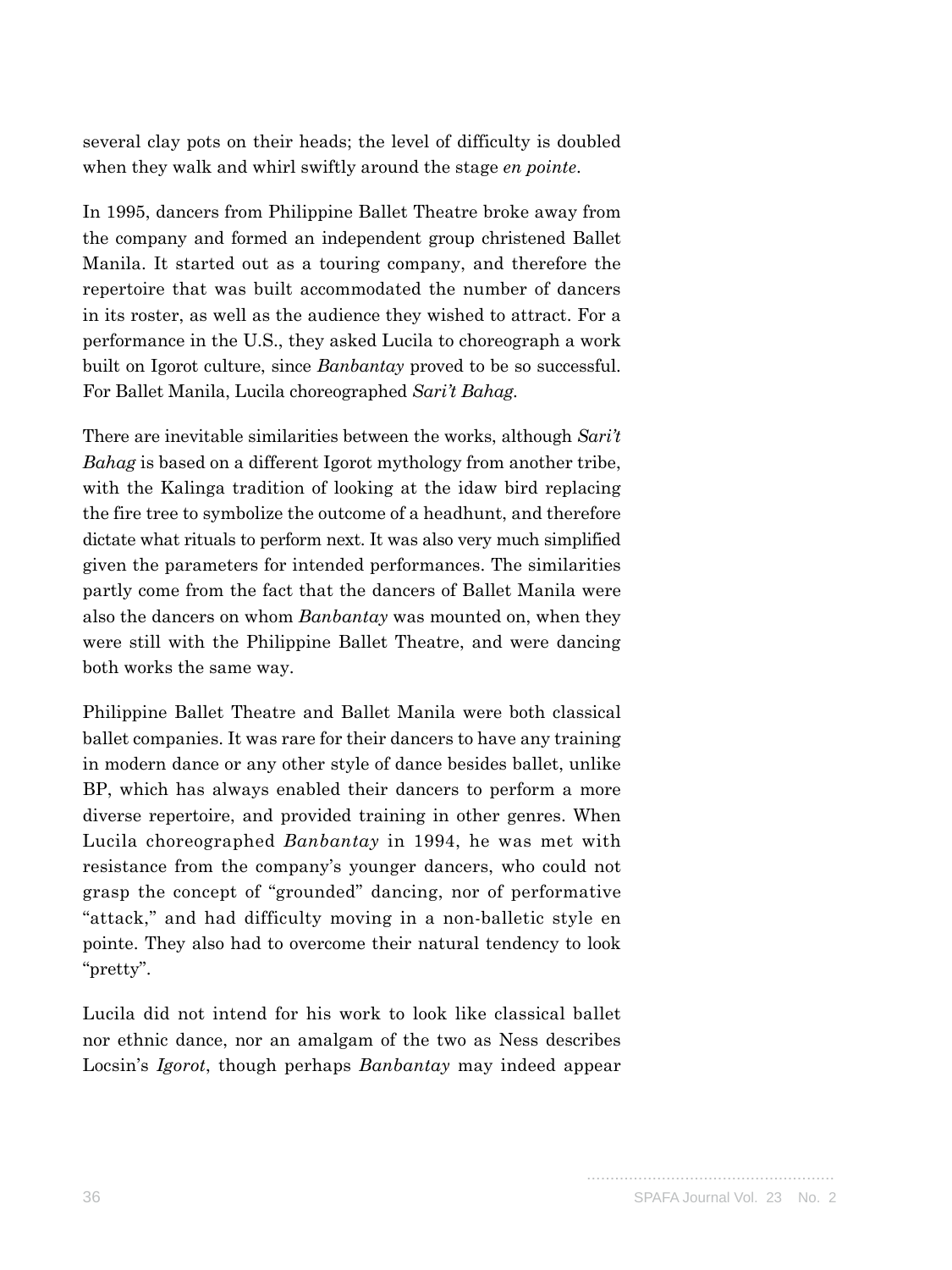several clay pots on their heads; the level of difficulty is doubled when they walk and whirl swiftly around the stage *en pointe*.

In 1995, dancers from Philippine Ballet Theatre broke away from the company and formed an independent group christened Ballet Manila. It started out as a touring company, and therefore the repertoire that was built accommodated the number of dancers in its roster, as well as the audience they wished to attract. For a performance in the U.S., they asked Lucila to choreograph a work built on Igorot culture, since *Banbantay* proved to be so successful. For Ballet Manila, Lucila choreographed *Sari't Bahag.*

There are inevitable similarities between the works, although *Sari't Bahag* is based on a different Igorot mythology from another tribe, with the Kalinga tradition of looking at the idaw bird replacing the fire tree to symbolize the outcome of a headhunt, and therefore dictate what rituals to perform next. It was also very much simplified given the parameters for intended performances. The similarities partly come from the fact that the dancers of Ballet Manila were also the dancers on whom *Banbantay* was mounted on, when they were still with the Philippine Ballet Theatre, and were dancing both works the same way.

Philippine Ballet Theatre and Ballet Manila were both classical ballet companies. It was rare for their dancers to have any training in modern dance or any other style of dance besides ballet, unlike BP, which has always enabled their dancers to perform a more diverse repertoire, and provided training in other genres. When Lucila choreographed *Banbantay* in 1994, he was met with resistance from the company's younger dancers, who could not grasp the concept of "grounded" dancing, nor of performative "attack," and had difficulty moving in a non-balletic style en pointe. They also had to overcome their natural tendency to look "pretty".

Lucila did not intend for his work to look like classical ballet nor ethnic dance, nor an amalgam of the two as Ness describes Locsin's *Igorot*, though perhaps *Banbantay* may indeed appear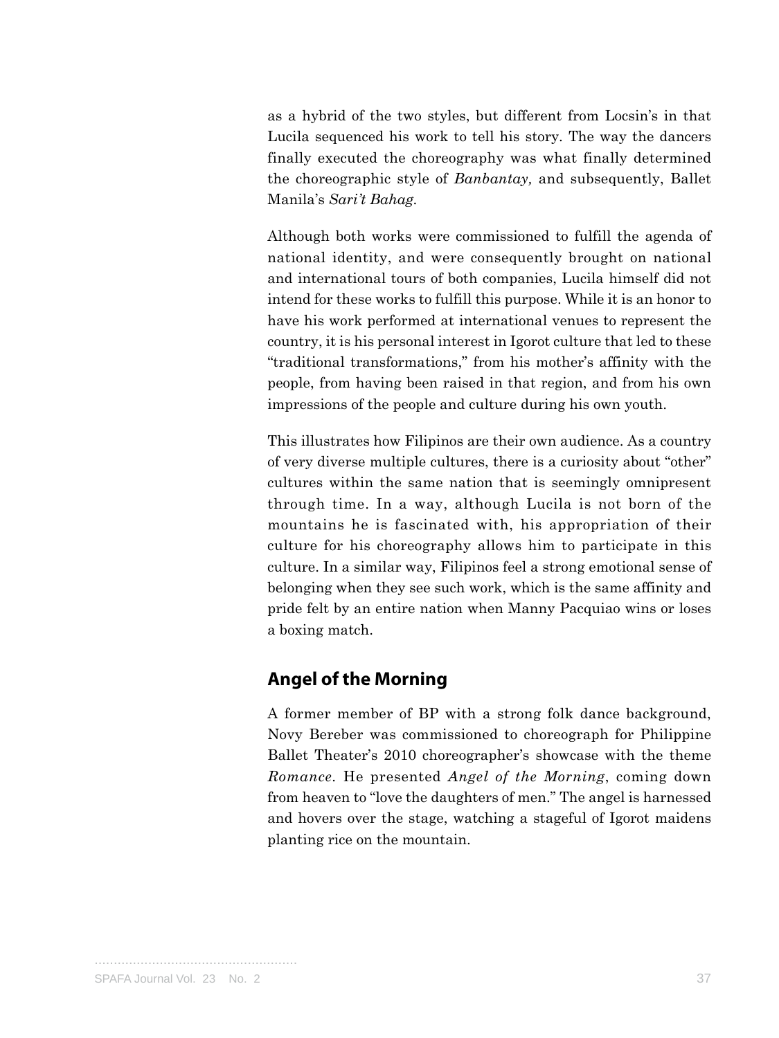as a hybrid of the two styles, but different from Locsin's in that Lucila sequenced his work to tell his story. The way the dancers finally executed the choreography was what finally determined the choreographic style of *Banbantay,* and subsequently, Ballet Manila's *Sari't Bahag.*

Although both works were commissioned to fulfill the agenda of national identity, and were consequently brought on national and international tours of both companies, Lucila himself did not intend for these works to fulfill this purpose. While it is an honor to have his work performed at international venues to represent the country, it is his personal interest in Igorot culture that led to these "traditional transformations," from his mother's affinity with the people, from having been raised in that region, and from his own impressions of the people and culture during his own youth.

This illustrates how Filipinos are their own audience. As a country of very diverse multiple cultures, there is a curiosity about "other" cultures within the same nation that is seemingly omnipresent through time. In a way, although Lucila is not born of the mountains he is fascinated with, his appropriation of their culture for his choreography allows him to participate in this culture. In a similar way, Filipinos feel a strong emotional sense of belonging when they see such work, which is the same affinity and pride felt by an entire nation when Manny Pacquiao wins or loses a boxing match.

## Angel of the Morning

A former member of BP with a strong folk dance background, Novy Bereber was commissioned to choreograph for Philippine Ballet Theater's 2010 choreographer's showcase with the theme *Romance*. He presented *Angel of the Morning*, coming down from heaven to "love the daughters of men." The angel is harnessed and hovers over the stage, watching a stageful of Igorot maidens planting rice on the mountain.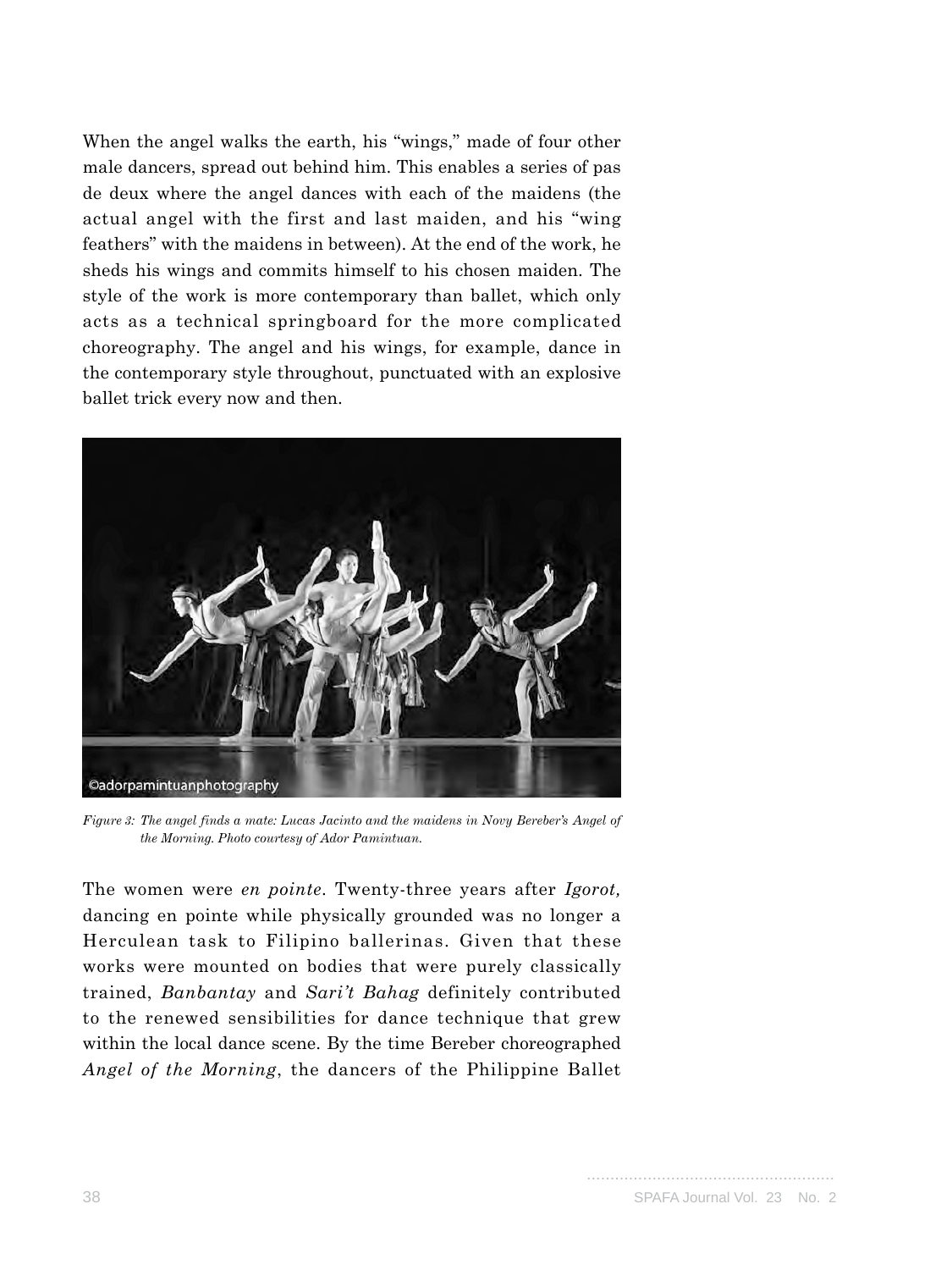When the angel walks the earth, his "wings," made of four other male dancers, spread out behind him. This enables a series of pas de deux where the angel dances with each of the maidens (the actual angel with the first and last maiden, and his "wing feathers" with the maidens in between). At the end of the work, he sheds his wings and commits himself to his chosen maiden. The style of the work is more contemporary than ballet, which only acts as a technical springboard for the more complicated choreography. The angel and his wings, for example, dance in the contemporary style throughout, punctuated with an explosive ballet trick every now and then.

*Figure 3: The angel finds a mate: Lucas Jacinto and the maidens in Novy Bereber's Angel of the Morning. Photo courtesy of Ador Pamintuan.*

The women were *en pointe*. Twenty-three years after *Igorot,* dancing en pointe while physically grounded was no longer a Herculean task to Filipino ballerinas. Given that these works were mounted on bodies that were purely classically trained, *Banbantay* and *Sari't Bahag* definitely contributed to the renewed sensibilities for dance technique that grew within the local dance scene. By the time Bereber choreographed *Angel of the Morning*, the dancers of the Philippine Ballet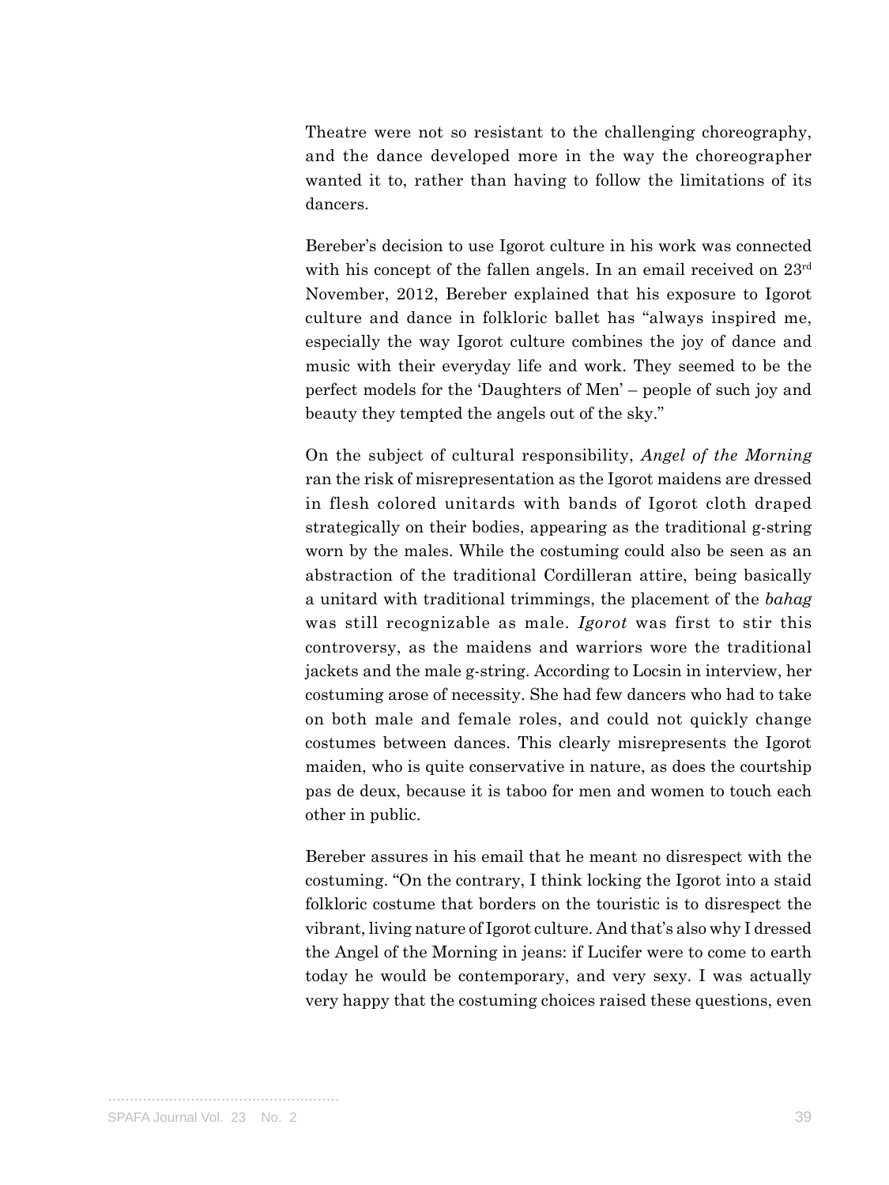Theatre were not so resistant to the challenging choreography, and the dance developed more in the way the choreographer wanted it to, rather than having to follow the limitations of its dancers.

Bereber's decision to use Igorot culture in his work was connected with his concept of the fallen angels. In an email received on 23rd November, 2012, Bereber explained that his exposure to Igorot culture and dance in folkloric ballet has "always inspired me, especially the way Igorot culture combines the joy of dance and music with their everyday life and work. They seemed to be the perfect models for the 'Daughters of Men' – people of such joy and beauty they tempted the angels out of the sky."

On the subject of cultural responsibility, *Angel of the Morning* ran the risk of misrepresentation as the Igorot maidens are dressed in flesh colored unitards with bands of Igorot cloth draped strategically on their bodies, appearing as the traditional g-string worn by the males. While the costuming could also be seen as an abstraction of the traditional Cordilleran attire, being basically a unitard with traditional trimmings, the placement of the *bahag* was still recognizable as male. *Igorot* was first to stir this controversy, as the maidens and warriors wore the traditional jackets and the male g-string. According to Locsin in interview, her costuming arose of necessity. She had few dancers who had to take on both male and female roles, and could not quickly change costumes between dances. This clearly misrepresents the Igorot maiden, who is quite conservative in nature, as does the courtship pas de deux, because it is taboo for men and women to touch each other in public.

Bereber assures in his email that he meant no disrespect with the costuming. "On the contrary, I think locking the Igorot into a staid folkloric costume that borders on the touristic is to disrespect the vibrant, living nature of Igorot culture. And that's also why I dressed the Angel of the Morning in jeans: if Lucifer were to come to earth today he would be contemporary, and very sexy. I was actually very happy that the costuming choices raised these questions, even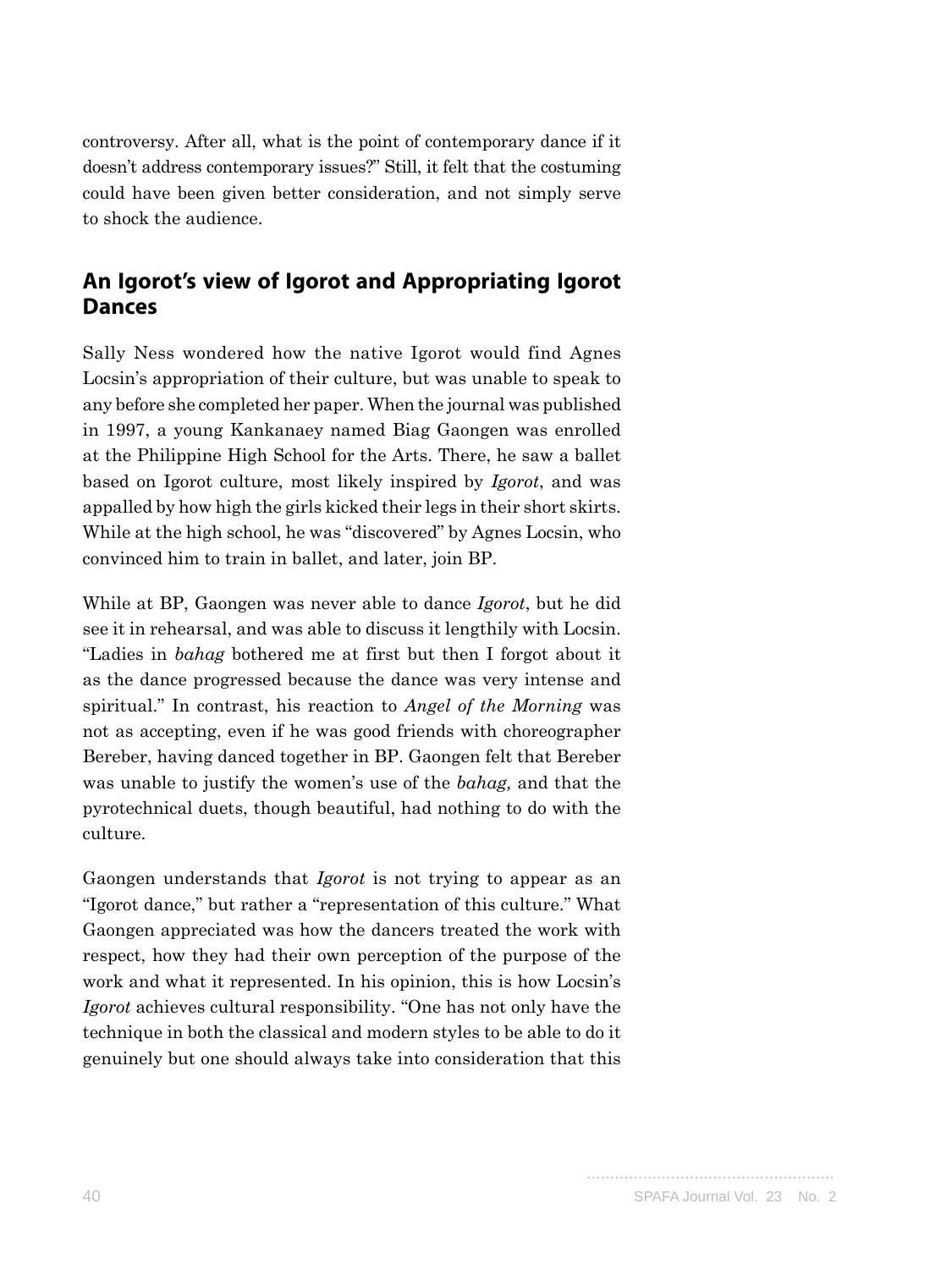controversy. After all, what is the point of contemporary dance if it doesn't address contemporary issues?" Still, it felt that the costuming could have been given better consideration, and not simply serve to shock the audience.

## An Igorot's view of Igorot and Appropriating Igorot Dances

Sally Ness wondered how the native Igorot would find Agnes Locsin's appropriation of their culture, but was unable to speak to any before she completed her paper. When the journal was published in 1997, a young Kankanaey named Biag Gaongen was enrolled at the Philippine High School for the Arts. There, he saw a ballet based on Igorot culture, most likely inspired by *Igorot*, and was appalled by how high the girls kicked their legs in their short skirts. While at the high school, he was "discovered" by Agnes Locsin, who convinced him to train in ballet, and later, join BP.

While at BP, Gaongen was never able to dance *Igorot*, but he did see it in rehearsal, and was able to discuss it lengthily with Locsin. "Ladies in *bahag* bothered me at first but then I forgot about it as the dance progressed because the dance was very intense and spiritual." In contrast, his reaction to *Angel of the Morning* was not as accepting, even if he was good friends with choreographer Bereber, having danced together in BP. Gaongen felt that Bereber was unable to justify the women's use of the *bahag,* and that the pyrotechnical duets, though beautiful, had nothing to do with the culture.

Gaongen understands that *Igorot* is not trying to appear as an "Igorot dance," but rather a "representation of this culture." What Gaongen appreciated was how the dancers treated the work with respect, how they had their own perception of the purpose of the work and what it represented. In his opinion, this is how Locsin's *Igorot* achieves cultural responsibility. "One has not only have the technique in both the classical and modern styles to be able to do it genuinely but one should always take into consideration that this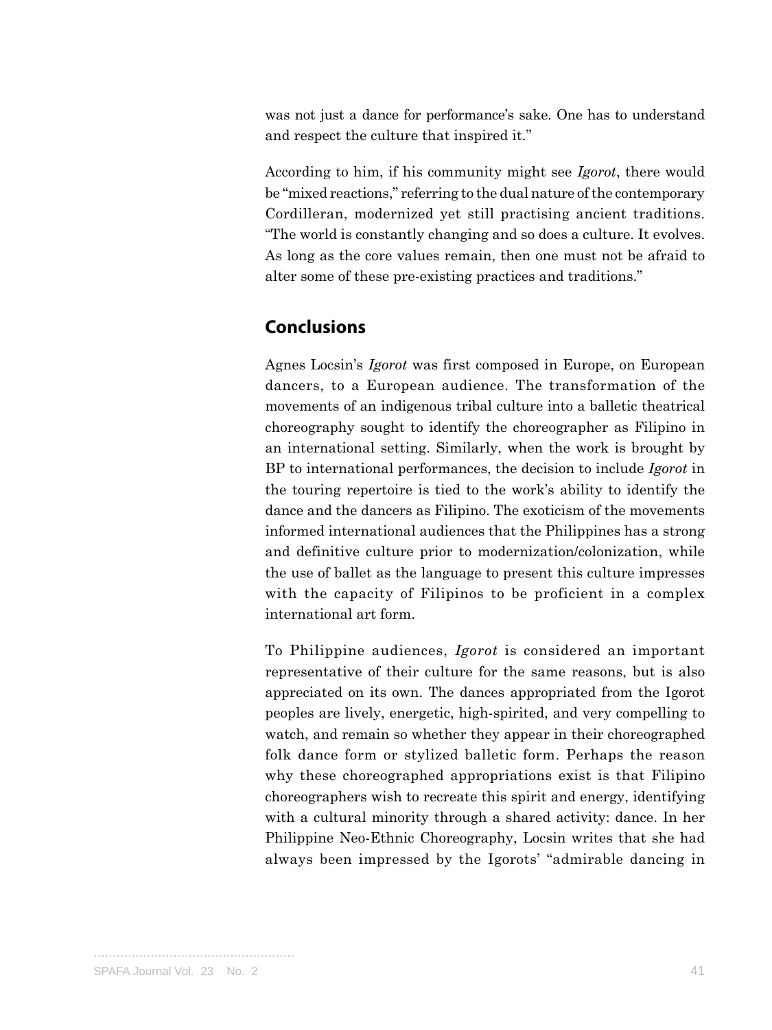was not just a dance for performance's sake. One has to understand and respect the culture that inspired it."

According to him, if his community might see *Igorot*, there would be "mixed reactions," referring to the dual nature of the contemporary Cordilleran, modernized yet still practising ancient traditions. "The world is constantly changing and so does a culture. It evolves. As long as the core values remain, then one must not be afraid to alter some of these pre-existing practices and traditions."

## Conclusions

Agnes Locsin's *Igorot* was first composed in Europe, on European dancers, to a European audience. The transformation of the movements of an indigenous tribal culture into a balletic theatrical choreography sought to identify the choreographer as Filipino in an international setting. Similarly, when the work is brought by BP to international performances, the decision to include *Igorot* in the touring repertoire is tied to the work's ability to identify the dance and the dancers as Filipino. The exoticism of the movements informed international audiences that the Philippines has a strong and definitive culture prior to modernization/colonization, while the use of ballet as the language to present this culture impresses with the capacity of Filipinos to be proficient in a complex international art form.

To Philippine audiences, *Igorot* is considered an important representative of their culture for the same reasons, but is also appreciated on its own. The dances appropriated from the Igorot peoples are lively, energetic, high-spirited, and very compelling to watch, and remain so whether they appear in their choreographed folk dance form or stylized balletic form. Perhaps the reason why these choreographed appropriations exist is that Filipino choreographers wish to recreate this spirit and energy, identifying with a cultural minority through a shared activity: dance. In her Philippine Neo-Ethnic Choreography, Locsin writes that she had always been impressed by the Igorots' "admirable dancing in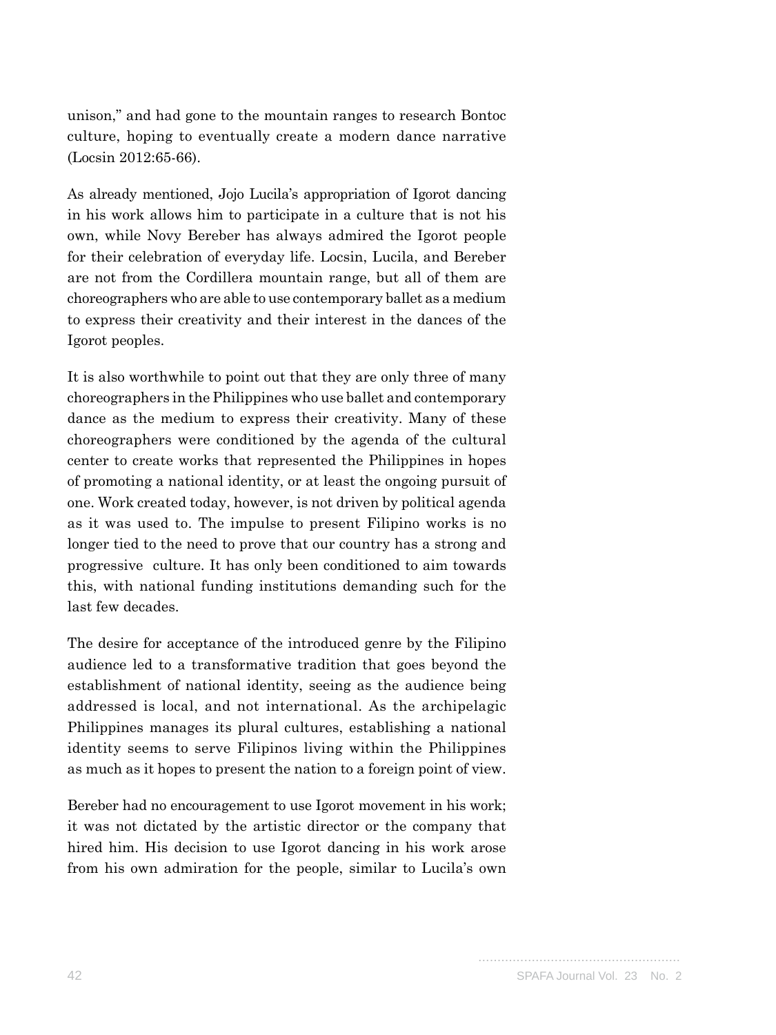unison," and had gone to the mountain ranges to research Bontoc culture, hoping to eventually create a modern dance narrative (Locsin 2012:65-66).

As already mentioned, Jojo Lucila's appropriation of Igorot dancing in his work allows him to participate in a culture that is not his own, while Novy Bereber has always admired the Igorot people for their celebration of everyday life. Locsin, Lucila, and Bereber are not from the Cordillera mountain range, but all of them are choreographers who are able to use contemporary ballet as a medium to express their creativity and their interest in the dances of the Igorot peoples.

It is also worthwhile to point out that they are only three of many choreographers in the Philippines who use ballet and contemporary dance as the medium to express their creativity. Many of these choreographers were conditioned by the agenda of the cultural center to create works that represented the Philippines in hopes of promoting a national identity, or at least the ongoing pursuit of one. Work created today, however, is not driven by political agenda as it was used to. The impulse to present Filipino works is no longer tied to the need to prove that our country has a strong and progressive culture. It has only been conditioned to aim towards this, with national funding institutions demanding such for the last few decades.

The desire for acceptance of the introduced genre by the Filipino audience led to a transformative tradition that goes beyond the establishment of national identity, seeing as the audience being addressed is local, and not international. As the archipelagic Philippines manages its plural cultures, establishing a national identity seems to serve Filipinos living within the Philippines as much as it hopes to present the nation to a foreign point of view.

Bereber had no encouragement to use Igorot movement in his work; it was not dictated by the artistic director or the company that hired him. His decision to use Igorot dancing in his work arose from his own admiration for the people, similar to Lucila's own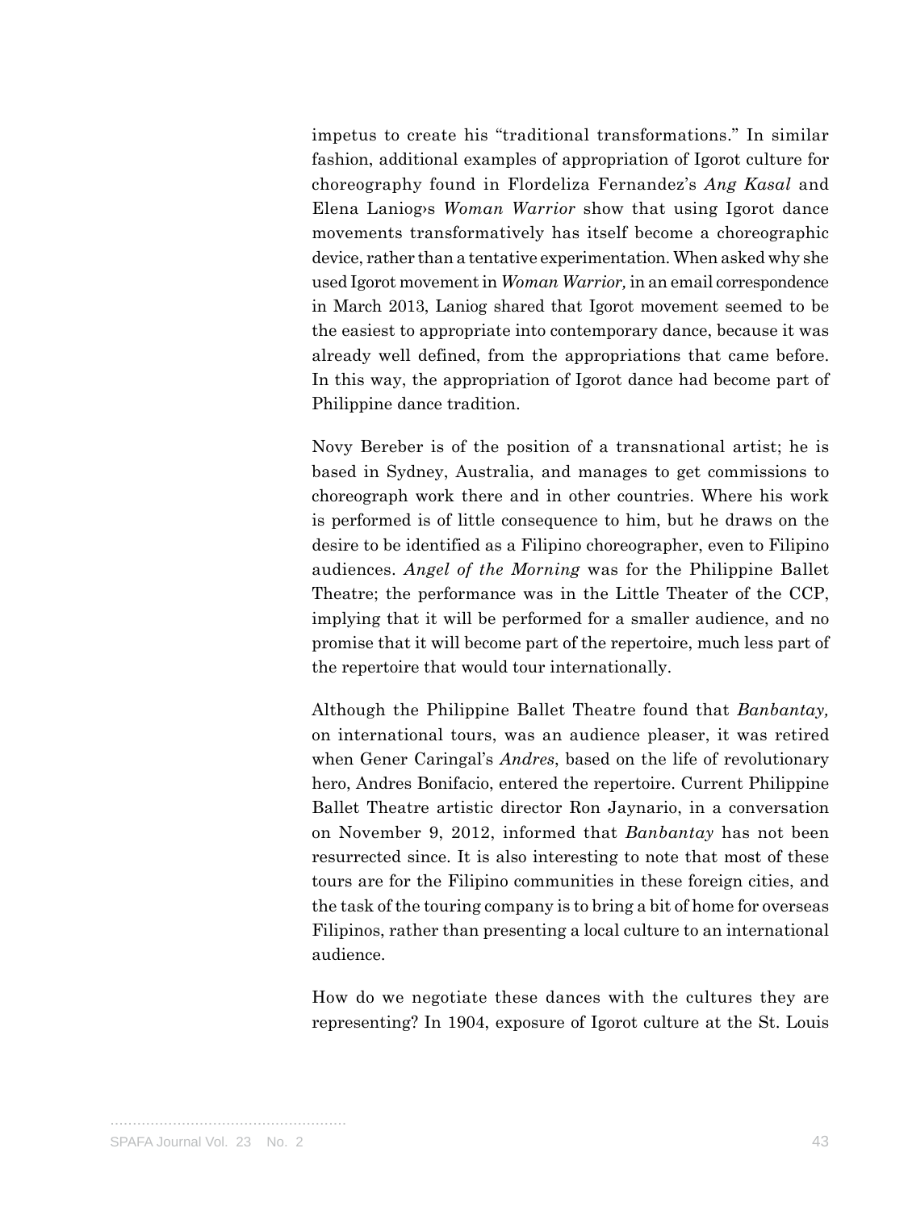impetus to create his "traditional transformations." In similar fashion, additional examples of appropriation of Igorot culture for choreography found in Flordeliza Fernandez's *Ang Kasal* and Elena Laniog›s *Woman Warrior* show that using Igorot dance movements transformatively has itself become a choreographic device, rather than a tentative experimentation. When asked why she used Igorot movement in *Woman Warrior,* in an email correspondence in March 2013, Laniog shared that Igorot movement seemed to be the easiest to appropriate into contemporary dance, because it was already well defined, from the appropriations that came before. In this way, the appropriation of Igorot dance had become part of Philippine dance tradition.

Novy Bereber is of the position of a transnational artist; he is based in Sydney, Australia, and manages to get commissions to choreograph work there and in other countries. Where his work is performed is of little consequence to him, but he draws on the desire to be identified as a Filipino choreographer, even to Filipino audiences. *Angel of the Morning* was for the Philippine Ballet Theatre; the performance was in the Little Theater of the CCP, implying that it will be performed for a smaller audience, and no promise that it will become part of the repertoire, much less part of the repertoire that would tour internationally.

Although the Philippine Ballet Theatre found that *Banbantay,* on international tours, was an audience pleaser, it was retired when Gener Caringal's *Andres*, based on the life of revolutionary hero, Andres Bonifacio, entered the repertoire. Current Philippine Ballet Theatre artistic director Ron Jaynario, in a conversation on November 9, 2012, informed that *Banbantay* has not been resurrected since. It is also interesting to note that most of these tours are for the Filipino communities in these foreign cities, and the task of the touring company is to bring a bit of home for overseas Filipinos, rather than presenting a local culture to an international audience.

How do we negotiate these dances with the cultures they are representing? In 1904, exposure of Igorot culture at the St. Louis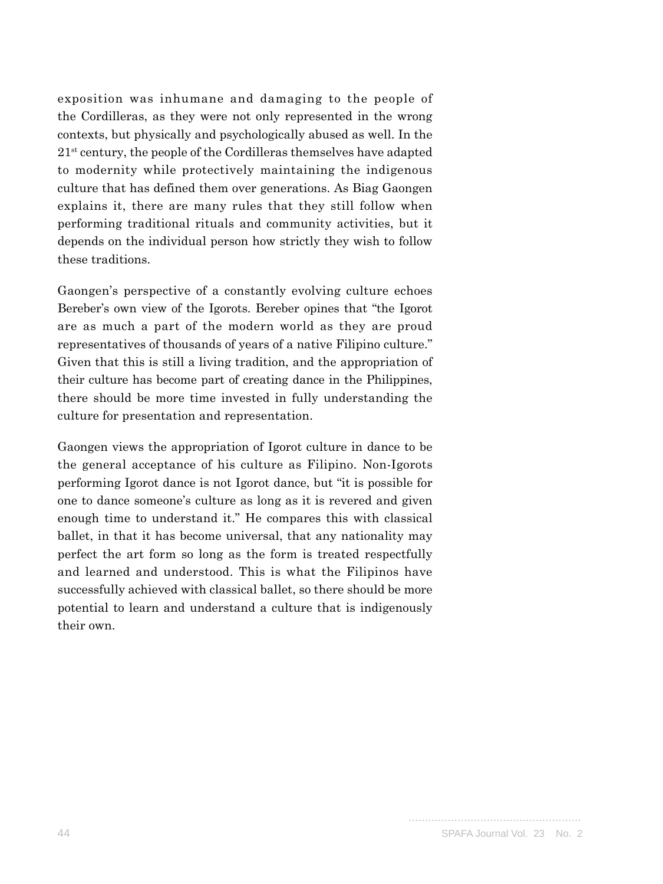exposition was inhumane and damaging to the people of the Cordilleras, as they were not only represented in the wrong contexts, but physically and psychologically abused as well. In the 21st century, the people of the Cordilleras themselves have adapted to modernity while protectively maintaining the indigenous culture that has defined them over generations. As Biag Gaongen explains it, there are many rules that they still follow when performing traditional rituals and community activities, but it depends on the individual person how strictly they wish to follow these traditions.

Gaongen's perspective of a constantly evolving culture echoes Bereber's own view of the Igorots. Bereber opines that "the Igorot are as much a part of the modern world as they are proud representatives of thousands of years of a native Filipino culture." Given that this is still a living tradition, and the appropriation of their culture has become part of creating dance in the Philippines, there should be more time invested in fully understanding the culture for presentation and representation.

Gaongen views the appropriation of Igorot culture in dance to be the general acceptance of his culture as Filipino. Non-Igorots performing Igorot dance is not Igorot dance, but "it is possible for one to dance someone's culture as long as it is revered and given enough time to understand it." He compares this with classical ballet, in that it has become universal, that any nationality may perfect the art form so long as the form is treated respectfully and learned and understood. This is what the Filipinos have successfully achieved with classical ballet, so there should be more potential to learn and understand a culture that is indigenously their own.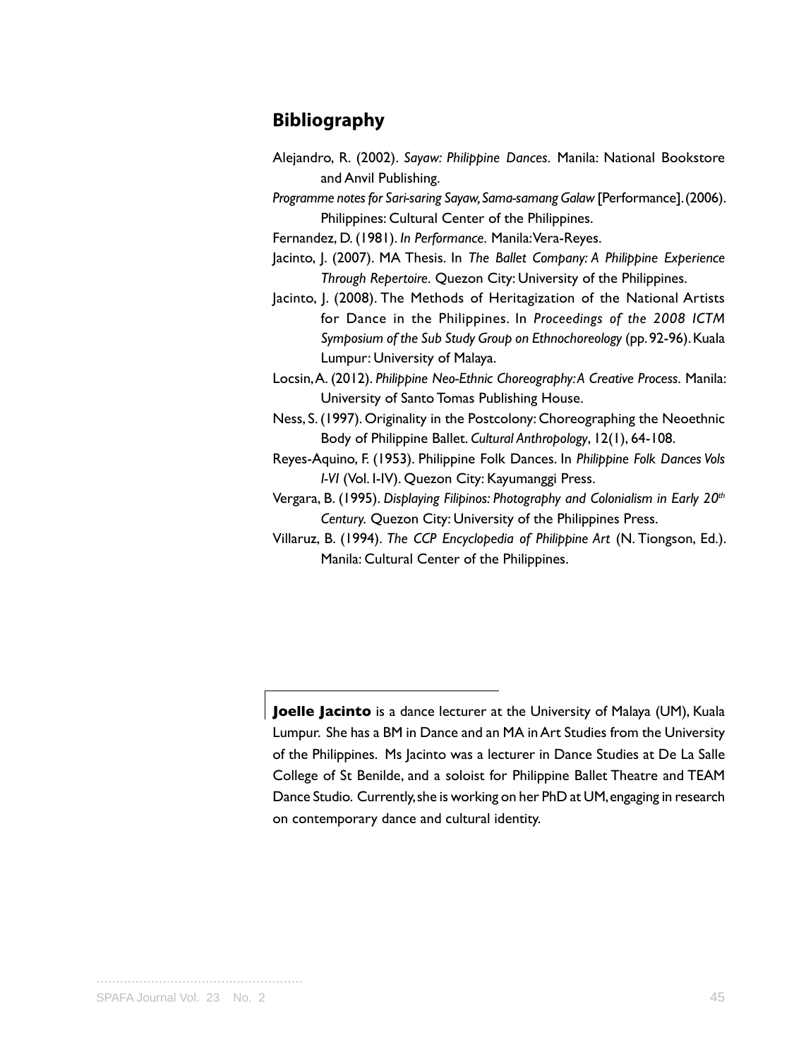## Bibliography

Alejandro, R. (2002). *Sayaw: Philippine Dances.* Manila: National Bookstore and Anvil Publishing.

*Programme notes for Sari-saring Sayaw, Sama-samang Galaw* [Performance]. (2006). Philippines: Cultural Center of the Philippines.

Fernandez, D. (1981). *In Performance.* Manila: Vera-Reyes.

Jacinto, J. (2007). MA Thesis. In *The Ballet Company: A Philippine Experience Through Repertoire.* Quezon City: University of the Philippines.

Jacinto, J. (2008). The Methods of Heritagization of the National Artists for Dance in the Philippines. In *Proceedings of the 2008 ICTM Symposium of the Sub Study Group on Ethnochoreology* (pp. 92-96). Kuala Lumpur: University of Malaya.

Locsin, A. (2012). *Philippine Neo-Ethnic Choreography: A Creative Process.* Manila: University of Santo Tomas Publishing House.

Ness, S. (1997). Originality in the Postcolony: Choreographing the Neoethnic Body of Philippine Ballet. *Cultural Anthropology*, 12(1), 64-108.

Reyes-Aquino, F. (1953). Philippine Folk Dances. In *Philippine Folk Dances Vols I-VI* (Vol. I-IV). Quezon City: Kayumanggi Press.

Vergara, B. (1995). *Displaying Filipinos: Photography and Colonialism in Early 20th Century.* Quezon City: University of the Philippines Press.

Villaruz, B. (1994). *The CCP Encyclopedia of Philippine Art* (N. Tiongson, Ed.). Manila: Cultural Center of the Philippines.

---

**Joelle Jacinto** is a dance lecturer at the University of Malaya (UM), Kuala Lumpur. She has a BM in Dance and an MA in Art Studies from the University of the Philippines. Ms Jacinto was a lecturer in Dance Studies at De La Salle College of St Benilde, and a soloist for Philippine Ballet Theatre and TEAM Dance Studio. Currently, she is working on her PhD at UM, engaging in research on contemporary dance and cultural identity.